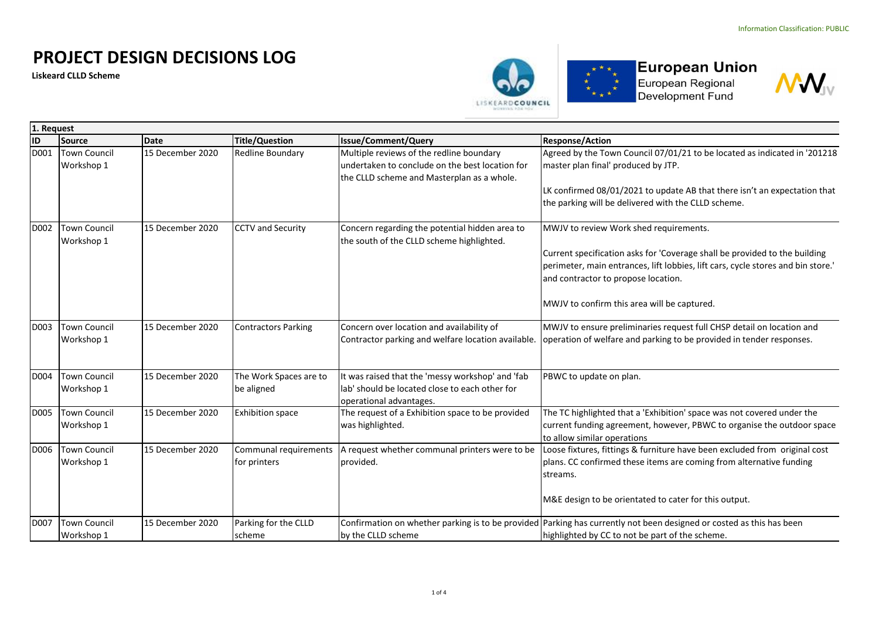Information Classification: PUBLIC

# PROJECT DESIGN DECISIONS LOG

**Liskeard CLLD Scheme**

European Union
European Regional Development Fund

**1. Request**

| ID | Source | Date | Title/Question | Issue/Comment/Query | Response/Action |
|---|---|---|---|---|---|
| D001 | Town Council Workshop 1 | 15 December 2020 | Redline Boundary | Multiple reviews of the redline boundary undertaken to conclude on the best location for the CLLD scheme and Masterplan as a whole. | Agreed by the Town Council 07/01/21 to be located as indicated in '201218 master plan final' produced by JTP.<br><br>LK confirmed 08/01/2021 to update AB that there isn't an expectation that the parking will be delivered with the CLLD scheme. |
| D002 | Town Council Workshop 1 | 15 December 2020 | CCTV and Security | Concern regarding the potential hidden area to the south of the CLLD scheme highlighted. | MWJV to review Work shed requirements.<br><br>Current specification asks for 'Coverage shall be provided to the building perimeter, main entrances, lift lobbies, lift cars, cycle stores and bin store.' and contractor to propose location.<br><br>MWJV to confirm this area will be captured. |
| D003 | Town Council Workshop 1 | 15 December 2020 | Contractors Parking | Concern over location and availability of Contractor parking and welfare location available. | MWJV to ensure preliminaries request full CHSP detail on location and operation of welfare and parking to be provided in tender responses. |
| D004 | Town Council Workshop 1 | 15 December 2020 | The Work Spaces are to be aligned | It was raised that the 'messy workshop' and 'fab lab' should be located close to each other for operational advantages. | PBWC to update on plan. |
| D005 | Town Council Workshop 1 | 15 December 2020 | Exhibition space | The request of a Exhibition space to be provided was highlighted. | The TC highlighted that a 'Exhibition' space was not covered under the current funding agreement, however, PBWC to organise the outdoor space to allow similar operations |
| D006 | Town Council Workshop 1 | 15 December 2020 | Communal requirements for printers | A request whether communal printers were to be provided. | Loose fixtures, fittings & furniture have been excluded from original cost plans. CC confirmed these items are coming from alternative funding streams.<br><br>M&E design to be orientated to cater for this output. |
| D007 | Town Council Workshop 1 | 15 December 2020 | Parking for the CLLD scheme | Confirmation on whether parking is to be provided by the CLLD scheme | Parking has currently not been designed or costed as this has been highlighted by CC to not be part of the scheme. |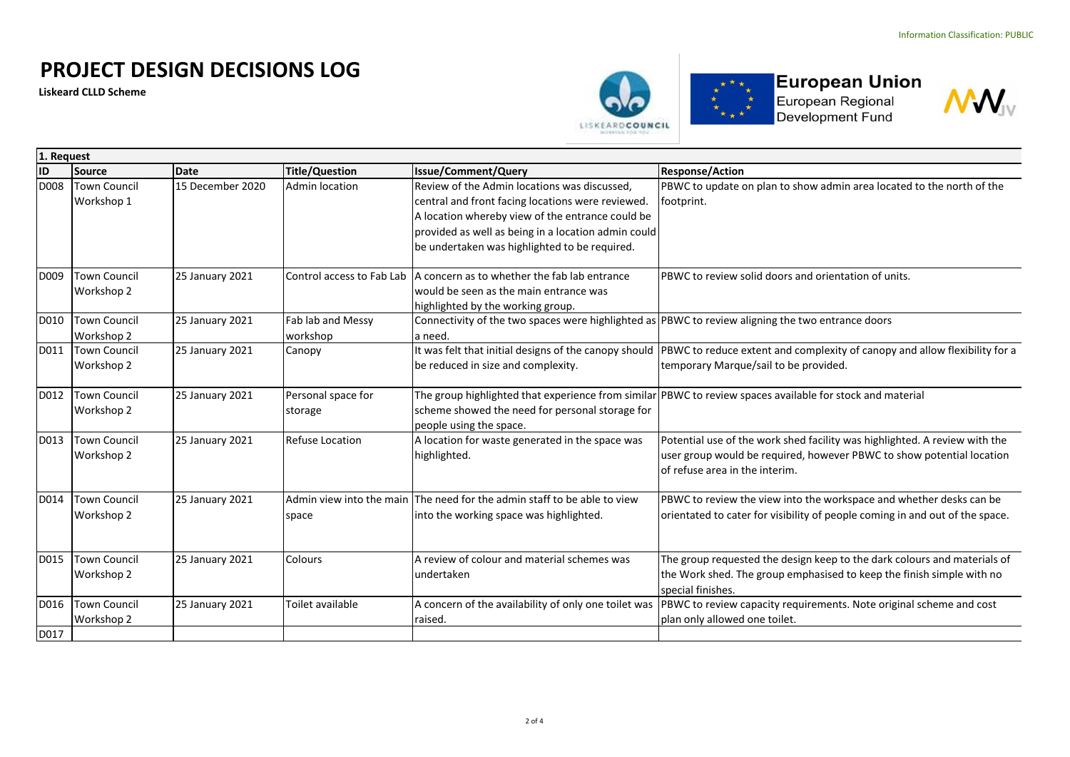Information Classification: PUBLIC

# PROJECT DESIGN DECISIONS LOG

**Liskeard CLLD Scheme**

European Union
European Regional Development Fund

**1. Request**

| ID | Source | Date | Title/Question | Issue/Comment/Query | Response/Action |
|---|---|---|---|---|---|
| D008 | Town Council Workshop 1 | 15 December 2020 | Admin location | Review of the Admin locations was discussed, central and front facing locations were reviewed. A location whereby view of the entrance could be provided as well as being in a location admin could be undertaken was highlighted to be required. | PBWC to update on plan to show admin area located to the north of the footprint. |
| D009 | Town Council Workshop 2 | 25 January 2021 | Control access to Fab Lab | A concern as to whether the fab lab entrance would be seen as the main entrance was highlighted by the working group. | PBWC to review solid doors and orientation of units. |
| D010 | Town Council Workshop 2 | 25 January 2021 | Fab lab and Messy workshop | Connectivity of the two spaces were highlighted as a need. | PBWC to review aligning the two entrance doors |
| D011 | Town Council Workshop 2 | 25 January 2021 | Canopy | It was felt that initial designs of the canopy should be reduced in size and complexity. | PBWC to reduce extent and complexity of canopy and allow flexibility for a temporary Marque/sail to be provided. |
| D012 | Town Council Workshop 2 | 25 January 2021 | Personal space for storage | The group highlighted that experience from similar scheme showed the need for personal storage for people using the space. | PBWC to review spaces available for stock and material |
| D013 | Town Council Workshop 2 | 25 January 2021 | Refuse Location | A location for waste generated in the space was highlighted. | Potential use of the work shed facility was highlighted. A review with the user group would be required, however PBWC to show potential location of refuse area in the interim. |
| D014 | Town Council Workshop 2 | 25 January 2021 | Admin view into the main space | The need for the admin staff to be able to view into the working space was highlighted. | PBWC to review the view into the workspace and whether desks can be orientated to cater for visibility of people coming in and out of the space. |
| D015 | Town Council Workshop 2 | 25 January 2021 | Colours | A review of colour and material schemes was undertaken | The group requested the design keep to the dark colours and materials of the Work shed. The group emphasised to keep the finish simple with no special finishes. |
| D016 | Town Council Workshop 2 | 25 January 2021 | Toilet available | A concern of the availability of only one toilet was raised. | PBWC to review capacity requirements. Note original scheme and cost plan only allowed one toilet. |
| D017 | | | | | |